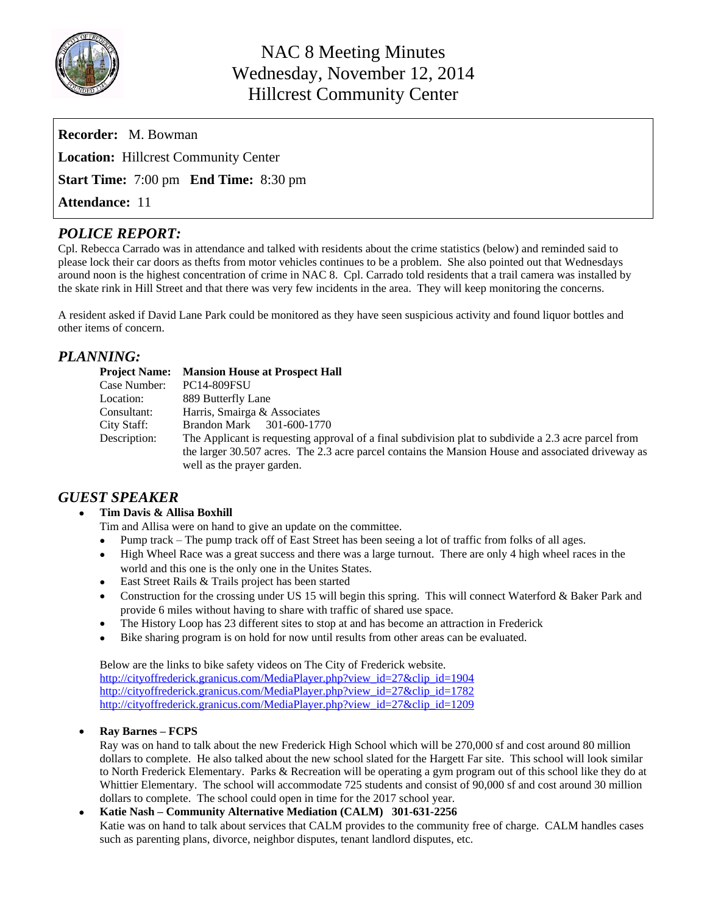# NAC 8 Meeting Minutes
# Wednesday, November 12, 2014
# Hillcrest Community Center

**Recorder:** M. Bowman

**Location:** Hillcrest Community Center

**Start Time:** 7:00 pm **End Time:** 8:30 pm

**Attendance:** 11

## *POLICE REPORT:*

Cpl. Rebecca Carrado was in attendance and talked with residents about the crime statistics (below) and reminded said to please lock their car doors as thefts from motor vehicles continues to be a problem. She also pointed out that Wednesdays around noon is the highest concentration of crime in NAC 8. Cpl. Carrado told residents that a trail camera was installed by the skate rink in Hill Street and that there was very few incidents in the area. They will keep monitoring the concerns.

A resident asked if David Lane Park could be monitored as they have seen suspicious activity and found liquor bottles and other items of concern.

## *PLANNING:*

| | |
|---|---|
| **Project Name:** | **Mansion House at Prospect Hall** |
| Case Number: | PC14-809FSU |
| Location: | 889 Butterfly Lane |
| Consultant: | Harris, Smairga & Associates |
| City Staff: | Brandon Mark 301-600-1770 |
| Description: | The Applicant is requesting approval of a final subdivision plat to subdivide a 2.3 acre parcel from the larger 30.507 acres. The 2.3 acre parcel contains the Mansion House and associated driveway as well as the prayer garden. |

## *GUEST SPEAKER*

- **Tim Davis & Allisa Boxhill**

  Tim and Allisa were on hand to give an update on the committee.
  - Pump track – The pump track off of East Street has been seeing a lot of traffic from folks of all ages.
  - High Wheel Race was a great success and there was a large turnout. There are only 4 high wheel races in the world and this one is the only one in the Unites States.
  - East Street Rails & Trails project has been started
  - Construction for the crossing under US 15 will begin this spring. This will connect Waterford & Baker Park and provide 6 miles without having to share with traffic of shared use space.
  - The History Loop has 23 different sites to stop at and has become an attraction in Frederick
  - Bike sharing program is on hold for now until results from other areas can be evaluated.

  Below are the links to bike safety videos on The City of Frederick website.
  http://cityoffrederick.granicus.com/MediaPlayer.php?view_id=27&clip_id=1904
  http://cityoffrederick.granicus.com/MediaPlayer.php?view_id=27&clip_id=1782
  http://cityoffrederick.granicus.com/MediaPlayer.php?view_id=27&clip_id=1209

- **Ray Barnes – FCPS**

  Ray was on hand to talk about the new Frederick High School which will be 270,000 sf and cost around 80 million dollars to complete. He also talked about the new school slated for the Hargett Far site. This school will look similar to North Frederick Elementary. Parks & Recreation will be operating a gym program out of this school like they do at Whittier Elementary. The school will accommodate 725 students and consist of 90,000 sf and cost around 30 million dollars to complete. The school could open in time for the 2017 school year.

- **Katie Nash – Community Alternative Mediation (CALM) 301-631-2256**

  Katie was on hand to talk about services that CALM provides to the community free of charge. CALM handles cases such as parenting plans, divorce, neighbor disputes, tenant landlord disputes, etc.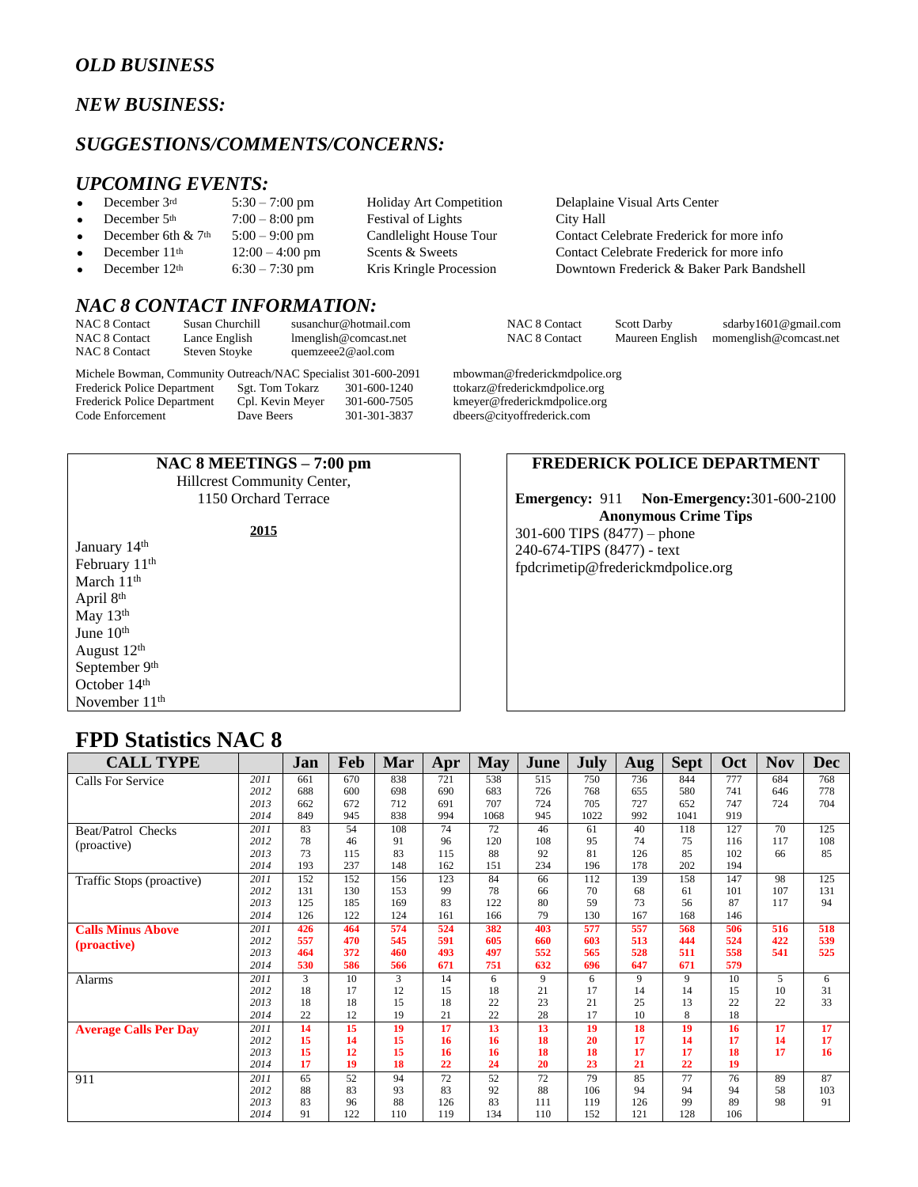## *OLD BUSINESS*

## *NEW BUSINESS:*

## *SUGGESTIONS/COMMENTS/CONCERNS:*

## *UPCOMING EVENTS:*

- December 3rd — 5:30 – 7:00 pm — Holiday Art Competition — Delaplaine Visual Arts Center
- December 5th — 7:00 – 8:00 pm — Festival of Lights — City Hall
- December 6th & 7th — 5:00 – 9:00 pm — Candlelight House Tour — Contact Celebrate Frederick for more info
- December 11th — 12:00 – 4:00 pm — Scents & Sweets — Contact Celebrate Frederick for more info
- December 12th — 6:30 – 7:30 pm — Kris Kringle Procession — Downtown Frederick & Baker Park Bandshell

## *NAC 8 CONTACT INFORMATION:*

| | | |
|---|---|---|
| NAC 8 Contact | Susan Churchill | susanchur@hotmail.com |
| NAC 8 Contact | Lance English | lmenglish@comcast.net |
| NAC 8 Contact | Steven Stoyke | quemzeee2@aol.com |
| NAC 8 Contact | Scott Darby | sdarby1601@gmail.com |
| NAC 8 Contact | Maureen English | momenglish@comcast.net |

| | | | |
|---|---|---|---|
| Michele Bowman, Community Outreach/NAC Specialist | | 301-600-2091 | mbowman@frederickmdpolice.org |
| Frederick Police Department | Sgt. Tom Tokarz | 301-600-1240 | ttokarz@frederickmdpolice.org |
| Frederick Police Department | Cpl. Kevin Meyer | 301-600-7505 | kmeyer@frederickmdpolice.org |
| Code Enforcement | Dave Beers | 301-301-3837 | dbeers@cityoffrederick.com |

### NAC 8 MEETINGS – 7:00 pm

Hillcrest Community Center,
1150 Orchard Terrace

**2015**

January 14th
February 11th
March 11th
April 8th
May 13th
June 10th
August 12th
September 9th
October 14th
November 11th

### FREDERICK POLICE DEPARTMENT

**Emergency:** 911 **Non-Emergency:** 301-600-2100

**Anonymous Crime Tips**

301-600 TIPS (8477) – phone
240-674-TIPS (8477) - text
fpdcrimetip@frederickmdpolice.org

# FPD Statistics NAC 8

| CALL TYPE | | Jan | Feb | Mar | Apr | May | June | July | Aug | Sept | Oct | Nov | Dec |
|---|---|---|---|---|---|---|---|---|---|---|---|---|---|
| Calls For Service | *2011* | 661 | 670 | 838 | 721 | 538 | 515 | 750 | 736 | 844 | 777 | 684 | 768 |
| | *2012* | 688 | 600 | 698 | 690 | 683 | 726 | 768 | 655 | 580 | 741 | 646 | 778 |
| | *2013* | 662 | 672 | 712 | 691 | 707 | 724 | 705 | 727 | 652 | 747 | 724 | 704 |
| | *2014* | 849 | 945 | 838 | 994 | 1068 | 945 | 1022 | 992 | 1041 | 919 | | |
| Beat/Patrol Checks (proactive) | *2011* | 83 | 54 | 108 | 74 | 72 | 46 | 61 | 40 | 118 | 127 | 70 | 125 |
| | *2012* | 78 | 46 | 91 | 96 | 120 | 108 | 95 | 74 | 75 | 116 | 117 | 108 |
| | *2013* | 73 | 115 | 83 | 115 | 88 | 92 | 81 | 126 | 85 | 102 | 66 | 85 |
| | *2014* | 193 | 237 | 148 | 162 | 151 | 234 | 196 | 178 | 202 | 194 | | |
| Traffic Stops (proactive) | *2011* | 152 | 152 | 156 | 123 | 84 | 66 | 112 | 139 | 158 | 147 | 98 | 125 |
| | *2012* | 131 | 130 | 153 | 99 | 78 | 66 | 70 | 68 | 61 | 101 | 107 | 131 |
| | *2013* | 125 | 185 | 169 | 83 | 122 | 80 | 59 | 73 | 56 | 87 | 117 | 94 |
| | *2014* | 126 | 122 | 124 | 161 | 166 | 79 | 130 | 167 | 168 | 146 | | |
| **Calls Minus Above (proactive)** | *2011* | **426** | **464** | **574** | **524** | **382** | **403** | **577** | **557** | **568** | **506** | **516** | **518** |
| | *2012* | **557** | **470** | **545** | **591** | **605** | **660** | **603** | **513** | **444** | **524** | **422** | **539** |
| | *2013* | **464** | **372** | **460** | **493** | **497** | **552** | **565** | **528** | **511** | **558** | **541** | **525** |
| | *2014* | **530** | **586** | **566** | **671** | **751** | **632** | **696** | **647** | **671** | **579** | | |
| Alarms | *2011* | 3 | 10 | 3 | 14 | 6 | 9 | 6 | 9 | 9 | 10 | 5 | 6 |
| | *2012* | 18 | 17 | 12 | 15 | 18 | 21 | 17 | 14 | 14 | 15 | 10 | 31 |
| | *2013* | 18 | 18 | 15 | 18 | 22 | 23 | 21 | 25 | 13 | 22 | 22 | 33 |
| | *2014* | 22 | 12 | 19 | 21 | 22 | 28 | 17 | 10 | 8 | 18 | | |
| **Average Calls Per Day** | *2011* | **14** | **15** | **19** | **17** | **13** | **13** | **19** | **18** | **19** | **16** | **17** | **17** |
| | *2012* | **15** | **14** | **15** | **16** | **16** | **18** | **20** | **17** | **14** | **17** | **14** | **17** |
| | *2013* | **15** | **12** | **15** | **16** | **16** | **18** | **18** | **17** | **17** | **18** | **17** | **16** |
| | *2014* | **17** | **19** | **18** | **22** | **24** | **20** | **23** | **21** | **22** | **19** | | |
| 911 | *2011* | 65 | 52 | 94 | 72 | 52 | 72 | 79 | 85 | 77 | 76 | 89 | 87 |
| | *2012* | 88 | 83 | 93 | 83 | 92 | 88 | 106 | 94 | 94 | 94 | 58 | 103 |
| | *2013* | 83 | 96 | 88 | 126 | 83 | 111 | 119 | 126 | 99 | 89 | 98 | 91 |
| | *2014* | 91 | 122 | 110 | 119 | 134 | 110 | 152 | 121 | 128 | 106 | | |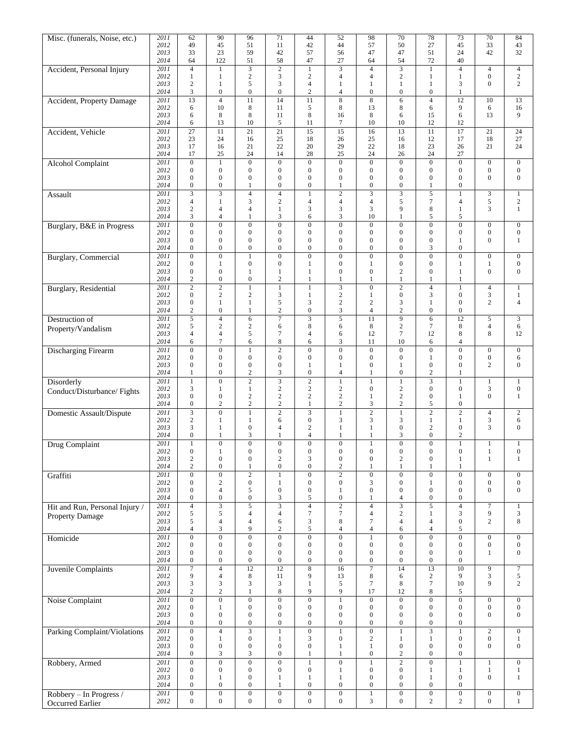| | | | | | | | | | | | | | |
|---|---|---|---|---|---|---|---|---|---|---|---|---|---|
| Misc. (funerals, Noise, etc.) | 2011 | 62 | 90 | 96 | 71 | 44 | 52 | 98 | 70 | 78 | 73 | 70 | 84 |
| | 2012 | 49 | 45 | 51 | 11 | 42 | 44 | 57 | 50 | 27 | 45 | 33 | 43 |
| | 2013 | 33 | 23 | 59 | 42 | 57 | 56 | 47 | 47 | 51 | 24 | 42 | 32 |
| | 2014 | 64 | 122 | 51 | 58 | 47 | 27 | 64 | 54 | 72 | 40 | | |
| Accident, Personal Injury | 2011 | 4 | 1 | 3 | 2 | 1 | 3 | 4 | 3 | 1 | 4 | 4 | 4 |
| | 2012 | 1 | 1 | 2 | 3 | 2 | 4 | 4 | 2 | 1 | 1 | 0 | 2 |
| | 2013 | 2 | 1 | 5 | 3 | 4 | 1 | 1 | 1 | 1 | 3 | 0 | 2 |
| | 2014 | 3 | 0 | 0 | 0 | 2 | 4 | 0 | 0 | 0 | 1 | | |
| Accident, Property Damage | 2011 | 13 | 4 | 11 | 14 | 11 | 8 | 8 | 6 | 4 | 12 | 10 | 13 |
| | 2012 | 6 | 10 | 8 | 11 | 5 | 8 | 13 | 8 | 6 | 9 | 6 | 16 |
| | 2013 | 6 | 8 | 8 | 11 | 8 | 16 | 8 | 6 | 15 | 6 | 13 | 9 |
| | 2014 | 6 | 13 | 10 | 5 | 11 | 7 | 10 | 10 | 12 | 12 | | |
| Accident, Vehicle | 2011 | 27 | 11 | 21 | 21 | 15 | 15 | 16 | 13 | 11 | 17 | 21 | 24 |
| | 2012 | 23 | 24 | 16 | 25 | 18 | 26 | 25 | 16 | 12 | 17 | 18 | 27 |
| | 2013 | 17 | 16 | 21 | 22 | 20 | 29 | 22 | 18 | 23 | 26 | 21 | 24 |
| | 2014 | 17 | 25 | 24 | 14 | 28 | 25 | 24 | 26 | 24 | 27 | | |
| Alcohol Complaint | 2011 | 0 | 1 | 0 | 0 | 0 | 0 | 0 | 0 | 0 | 0 | 0 | 0 |
| | 2012 | 0 | 0 | 0 | 0 | 0 | 0 | 0 | 0 | 0 | 0 | 0 | 0 |
| | 2013 | 0 | 0 | 0 | 0 | 0 | 0 | 0 | 0 | 0 | 0 | 0 | 0 |
| | 2014 | 0 | 0 | 1 | 0 | 0 | 1 | 0 | 0 | 1 | 0 | | |
| Assault | 2011 | 3 | 3 | 4 | 4 | 1 | 2 | 3 | 3 | 5 | 1 | 3 | 1 |
| | 2012 | 4 | 1 | 3 | 2 | 4 | 4 | 4 | 5 | 7 | 4 | 5 | 2 |
| | 2013 | 2 | 4 | 4 | 1 | 3 | 3 | 3 | 9 | 8 | 1 | 3 | 1 |
| | 2014 | 3 | 4 | 1 | 3 | 6 | 3 | 10 | 1 | 5 | 5 | | |
| Burglary, B&E in Progress | 2011 | 0 | 0 | 0 | 0 | 0 | 0 | 0 | 0 | 0 | 0 | 0 | 0 |
| | 2012 | 0 | 0 | 0 | 0 | 0 | 0 | 0 | 0 | 0 | 0 | 0 | 0 |
| | 2013 | 0 | 0 | 0 | 0 | 0 | 0 | 0 | 0 | 0 | 1 | 0 | 1 |
| | 2014 | 0 | 0 | 0 | 0 | 0 | 0 | 0 | 0 | 3 | 0 | | |
| Burglary, Commercial | 2011 | 0 | 0 | 1 | 0 | 0 | 0 | 0 | 0 | 0 | 0 | 0 | 0 |
| | 2012 | 0 | 1 | 0 | 0 | 1 | 0 | 1 | 0 | 0 | 1 | 1 | 0 |
| | 2013 | 0 | 0 | 1 | 1 | 1 | 0 | 0 | 2 | 0 | 1 | 0 | 0 |
| | 2014 | 2 | 0 | 0 | 2 | 1 | 1 | 1 | 1 | 1 | 1 | | |
| Burglary, Residential | 2011 | 2 | 2 | 1 | 1 | 1 | 3 | 0 | 2 | 4 | 1 | 4 | 1 |
| | 2012 | 0 | 2 | 2 | 3 | 1 | 2 | 1 | 0 | 3 | 0 | 3 | 1 |
| | 2013 | 0 | 1 | 1 | 5 | 3 | 2 | 2 | 3 | 1 | 0 | 2 | 4 |
| | 2014 | 2 | 0 | 1 | 2 | 0 | 3 | 4 | 2 | 0 | 0 | | |
| Destruction of Property/Vandalism | 2011 | 5 | 4 | 6 | 7 | 3 | 5 | 11 | 9 | 6 | 12 | 5 | 3 |
| | 2012 | 5 | 2 | 2 | 6 | 8 | 6 | 8 | 2 | 7 | 8 | 4 | 6 |
| | 2013 | 4 | 4 | 5 | 7 | 4 | 6 | 12 | 7 | 12 | 8 | 8 | 12 |
| | 2014 | 6 | 7 | 6 | 8 | 6 | 3 | 11 | 10 | 6 | 4 | | |
| Discharging Firearm | 2011 | 0 | 0 | 1 | 2 | 0 | 0 | 0 | 0 | 0 | 0 | 0 | 0 |
| | 2012 | 0 | 0 | 0 | 0 | 0 | 0 | 0 | 0 | 1 | 0 | 0 | 6 |
| | 2013 | 0 | 0 | 0 | 0 | 1 | 1 | 0 | 1 | 0 | 0 | 2 | 0 |
| | 2014 | 1 | 0 | 2 | 3 | 0 | 4 | 1 | 0 | 2 | 1 | | |
| Disorderly Conduct/Disturbance/ Fights | 2011 | 1 | 0 | 2 | 3 | 2 | 1 | 1 | 1 | 3 | 1 | 1 | 1 |
| | 2012 | 3 | 1 | 1 | 2 | 2 | 2 | 0 | 2 | 0 | 0 | 3 | 0 |
| | 2013 | 0 | 0 | 2 | 2 | 2 | 2 | 1 | 2 | 0 | 1 | 0 | 1 |
| | 2014 | 0 | 2 | 2 | 2 | 1 | 2 | 3 | 2 | 5 | 0 | | |
| Domestic Assault/Dispute | 2011 | 3 | 0 | 1 | 2 | 3 | 1 | 2 | 1 | 2 | 2 | 4 | 2 |
| | 2012 | 2 | 1 | 1 | 6 | 0 | 3 | 3 | 3 | 1 | 1 | 3 | 6 |
| | 2013 | 3 | 1 | 0 | 4 | 2 | 1 | 1 | 0 | 2 | 0 | 3 | 0 |
| | 2014 | 0 | 1 | 3 | 1 | 4 | 1 | 1 | 3 | 0 | 2 | | |
| Drug Complaint | 2011 | 1 | 0 | 0 | 0 | 0 | 0 | 1 | 0 | 0 | 1 | 1 | 1 |
| | 2012 | 0 | 1 | 0 | 0 | 0 | 0 | 0 | 0 | 0 | 0 | 1 | 0 |
| | 2013 | 2 | 0 | 0 | 2 | 3 | 0 | 0 | 2 | 0 | 1 | 1 | 1 |
| | 2014 | 2 | 0 | 1 | 0 | 0 | 2 | 1 | 1 | 1 | 1 | | |
| Graffiti | 2011 | 0 | 0 | 2 | 1 | 0 | 2 | 0 | 0 | 0 | 0 | 0 | 0 |
| | 2012 | 0 | 2 | 0 | 1 | 0 | 0 | 3 | 0 | 1 | 0 | 0 | 0 |
| | 2013 | 0 | 4 | 5 | 0 | 0 | 1 | 0 | 0 | 0 | 0 | 0 | 0 |
| | 2014 | 0 | 0 | 0 | 3 | 5 | 0 | 1 | 4 | 0 | 0 | | |
| Hit and Run, Personal Injury / Property Damage | 2011 | 4 | 3 | 5 | 3 | 4 | 2 | 4 | 3 | 5 | 4 | 7 | 1 |
| | 2012 | 5 | 5 | 4 | 4 | 7 | 7 | 4 | 2 | 1 | 3 | 9 | 3 |
| | 2013 | 5 | 4 | 4 | 6 | 3 | 8 | 7 | 4 | 4 | 0 | 2 | 8 |
| | 2014 | 4 | 3 | 9 | 2 | 5 | 4 | 4 | 6 | 4 | 5 | | |
| Homicide | 2011 | 0 | 0 | 0 | 0 | 0 | 0 | 1 | 0 | 0 | 0 | 0 | 0 |
| | 2012 | 0 | 0 | 0 | 0 | 0 | 0 | 0 | 0 | 0 | 0 | 0 | 0 |
| | 2013 | 0 | 0 | 0 | 0 | 0 | 0 | 0 | 0 | 0 | 0 | 1 | 0 |
| | 2014 | 0 | 0 | 0 | 0 | 0 | 0 | 0 | 0 | 0 | 0 | | |
| Juvenile Complaints | 2011 | 7 | 4 | 12 | 12 | 8 | 16 | 7 | 14 | 13 | 10 | 9 | 7 |
| | 2012 | 9 | 4 | 8 | 11 | 9 | 13 | 8 | 6 | 2 | 9 | 3 | 5 |
| | 2013 | 3 | 3 | 3 | 3 | 1 | 5 | 7 | 8 | 7 | 10 | 9 | 2 |
| | 2014 | 2 | 2 | 1 | 8 | 9 | 9 | 17 | 12 | 8 | 5 | | |
| Noise Complaint | 2011 | 0 | 0 | 0 | 0 | 0 | 1 | 0 | 0 | 0 | 0 | 0 | 0 |
| | 2012 | 0 | 1 | 0 | 0 | 0 | 0 | 0 | 0 | 0 | 0 | 0 | 0 |
| | 2013 | 0 | 0 | 0 | 0 | 0 | 0 | 0 | 0 | 0 | 0 | 0 | 0 |
| | 2014 | 0 | 0 | 0 | 0 | 0 | 0 | 0 | 0 | 0 | 0 | | |
| Parking Complaint/Violations | 2011 | 0 | 4 | 3 | 1 | 0 | 1 | 0 | 1 | 3 | 1 | 2 | 0 |
| | 2012 | 0 | 1 | 0 | 1 | 3 | 0 | 2 | 1 | 1 | 0 | 0 | 1 |
| | 2013 | 0 | 0 | 0 | 0 | 0 | 1 | 1 | 0 | 0 | 0 | 0 | 0 |
| | 2014 | 0 | 3 | 3 | 0 | 1 | 1 | 0 | 2 | 0 | 0 | | |
| Robbery, Armed | 2011 | 0 | 0 | 0 | 0 | 1 | 0 | 1 | 2 | 0 | 1 | 1 | 0 |
| | 2012 | 0 | 0 | 0 | 0 | 0 | 1 | 0 | 0 | 1 | 1 | 1 | 1 |
| | 2013 | 0 | 1 | 0 | 1 | 1 | 1 | 0 | 0 | 1 | 0 | 0 | 1 |
| | 2014 | 0 | 0 | 0 | 1 | 0 | 0 | 0 | 0 | 0 | 0 | | |
| Robbery – In Progress / Occurred Earlier | 2011 | 0 | 0 | 0 | 0 | 0 | 0 | 1 | 0 | 0 | 0 | 0 | 0 |
| | 2012 | 0 | 0 | 0 | 0 | 0 | 0 | 3 | 0 | 2 | 2 | 0 | 1 |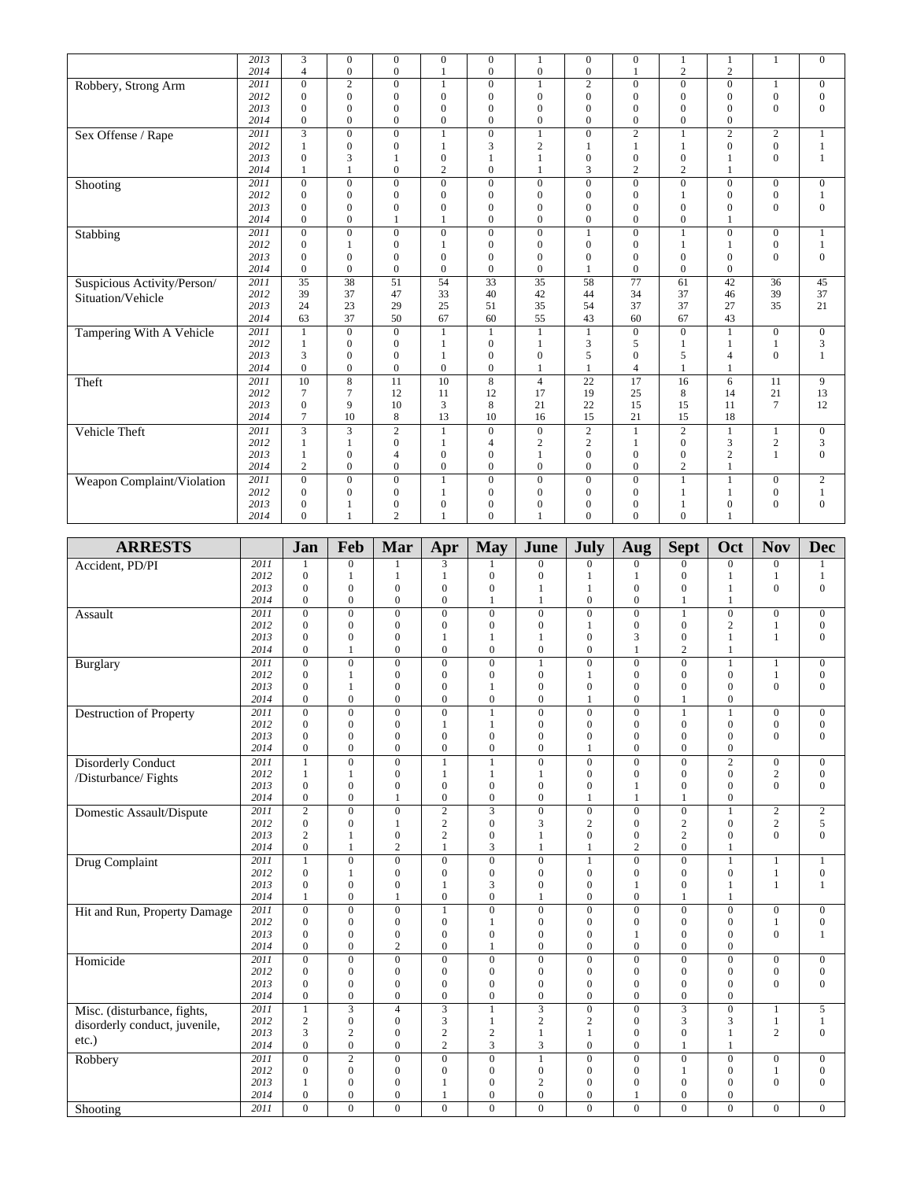| | | | | | | | | | | | | | |
|---|---|---|---|---|---|---|---|---|---|---|---|---|---|
| | 2013 | 3 | 0 | 0 | 0 | 0 | 1 | 0 | 0 | 1 | 1 | 1 | 0 |
| | 2014 | 4 | 0 | 0 | 1 | 0 | 0 | 0 | 1 | 2 | 2 | | |
| Robbery, Strong Arm | 2011 | 0 | 2 | 0 | 1 | 0 | 1 | 2 | 0 | 0 | 0 | 1 | 0 |
| | 2012 | 0 | 0 | 0 | 0 | 0 | 0 | 0 | 0 | 0 | 0 | 0 | 0 |
| | 2013 | 0 | 0 | 0 | 0 | 0 | 0 | 0 | 0 | 0 | 0 | 0 | 0 |
| | 2014 | 0 | 0 | 0 | 0 | 0 | 0 | 0 | 0 | 0 | 0 | | |
| Sex Offense / Rape | 2011 | 3 | 0 | 0 | 1 | 0 | 1 | 0 | 2 | 1 | 2 | 2 | 1 |
| | 2012 | 1 | 0 | 0 | 1 | 3 | 2 | 1 | 1 | 1 | 0 | 0 | 1 |
| | 2013 | 0 | 3 | 1 | 0 | 1 | 1 | 0 | 0 | 0 | 1 | 0 | 1 |
| | 2014 | 1 | 1 | 0 | 2 | 0 | 1 | 3 | 2 | 2 | 1 | | |
| Shooting | 2011 | 0 | 0 | 0 | 0 | 0 | 0 | 0 | 0 | 0 | 0 | 0 | 0 |
| | 2012 | 0 | 0 | 0 | 0 | 0 | 0 | 0 | 0 | 1 | 0 | 0 | 1 |
| | 2013 | 0 | 0 | 0 | 0 | 0 | 0 | 0 | 0 | 0 | 0 | 0 | 0 |
| | 2014 | 0 | 0 | 1 | 1 | 0 | 0 | 0 | 0 | 0 | 1 | | |
| Stabbing | 2011 | 0 | 0 | 0 | 0 | 0 | 0 | 1 | 0 | 1 | 0 | 0 | 1 |
| | 2012 | 0 | 1 | 0 | 1 | 0 | 0 | 0 | 0 | 1 | 1 | 0 | 1 |
| | 2013 | 0 | 0 | 0 | 0 | 0 | 0 | 0 | 0 | 0 | 0 | 0 | 0 |
| | 2014 | 0 | 0 | 0 | 0 | 0 | 0 | 1 | 0 | 0 | 0 | | |
| Suspicious Activity/Person/ Situation/Vehicle | 2011 | 35 | 38 | 51 | 54 | 33 | 35 | 58 | 77 | 61 | 42 | 36 | 45 |
| | 2012 | 39 | 37 | 47 | 33 | 40 | 42 | 44 | 34 | 37 | 46 | 39 | 37 |
| | 2013 | 24 | 23 | 29 | 25 | 51 | 35 | 54 | 37 | 37 | 27 | 35 | 21 |
| | 2014 | 63 | 37 | 50 | 67 | 60 | 55 | 43 | 60 | 67 | 43 | | |
| Tampering With A Vehicle | 2011 | 1 | 0 | 0 | 1 | 1 | 1 | 1 | 0 | 0 | 1 | 0 | 0 |
| | 2012 | 1 | 0 | 0 | 1 | 0 | 1 | 3 | 5 | 1 | 1 | 1 | 3 |
| | 2013 | 3 | 0 | 0 | 1 | 0 | 0 | 5 | 0 | 5 | 4 | 0 | 1 |
| | 2014 | 0 | 0 | 0 | 0 | 0 | 1 | 1 | 4 | 1 | 1 | | |
| Theft | 2011 | 10 | 8 | 11 | 10 | 8 | 4 | 22 | 17 | 16 | 6 | 11 | 9 |
| | 2012 | 7 | 7 | 12 | 11 | 12 | 17 | 19 | 25 | 8 | 14 | 21 | 13 |
| | 2013 | 0 | 9 | 10 | 3 | 8 | 21 | 22 | 15 | 15 | 11 | 7 | 12 |
| | 2014 | 7 | 10 | 8 | 13 | 10 | 16 | 15 | 21 | 15 | 18 | | |
| Vehicle Theft | 2011 | 3 | 3 | 2 | 1 | 0 | 0 | 2 | 1 | 2 | 1 | 1 | 0 |
| | 2012 | 1 | 1 | 0 | 1 | 4 | 2 | 2 | 1 | 0 | 3 | 2 | 3 |
| | 2013 | 1 | 0 | 4 | 0 | 0 | 1 | 0 | 0 | 0 | 2 | 1 | 0 |
| | 2014 | 2 | 0 | 0 | 0 | 0 | 0 | 0 | 0 | 2 | 1 | | |
| Weapon Complaint/Violation | 2011 | 0 | 0 | 0 | 1 | 0 | 0 | 0 | 0 | 1 | 1 | 0 | 2 |
| | 2012 | 0 | 0 | 0 | 1 | 0 | 0 | 0 | 0 | 1 | 1 | 0 | 1 |
| | 2013 | 0 | 1 | 0 | 0 | 0 | 0 | 0 | 0 | 1 | 0 | 0 | 0 |
| | 2014 | 0 | 1 | 2 | 1 | 0 | 1 | 0 | 0 | 0 | 1 | | |

| ARRESTS | | Jan | Feb | Mar | Apr | May | June | July | Aug | Sept | Oct | Nov | Dec |
|---|---|---|---|---|---|---|---|---|---|---|---|---|---|
| Accident, PD/PI | 2011 | 1 | 0 | 1 | 3 | 1 | 0 | 0 | 0 | 0 | 0 | 0 | 1 |
| | 2012 | 0 | 1 | 1 | 1 | 0 | 0 | 1 | 1 | 0 | 1 | 1 | 1 |
| | 2013 | 0 | 0 | 0 | 0 | 0 | 1 | 1 | 0 | 0 | 1 | 0 | 0 |
| | 2014 | 0 | 0 | 0 | 0 | 1 | 1 | 0 | 0 | 1 | 1 | | |
| Assault | 2011 | 0 | 0 | 0 | 0 | 0 | 0 | 0 | 0 | 1 | 0 | 0 | 0 |
| | 2012 | 0 | 0 | 0 | 0 | 0 | 0 | 1 | 0 | 0 | 2 | 1 | 0 |
| | 2013 | 0 | 0 | 0 | 1 | 1 | 1 | 0 | 3 | 0 | 1 | 1 | 0 |
| | 2014 | 0 | 1 | 0 | 0 | 0 | 0 | 0 | 1 | 2 | 1 | | |
| Burglary | 2011 | 0 | 0 | 0 | 0 | 0 | 1 | 0 | 0 | 0 | 1 | 1 | 0 |
| | 2012 | 0 | 1 | 0 | 0 | 0 | 0 | 1 | 0 | 0 | 0 | 1 | 0 |
| | 2013 | 0 | 1 | 0 | 0 | 1 | 0 | 0 | 0 | 0 | 0 | 0 | 0 |
| | 2014 | 0 | 0 | 0 | 0 | 0 | 0 | 1 | 0 | 1 | 0 | | |
| Destruction of Property | 2011 | 0 | 0 | 0 | 0 | 1 | 0 | 0 | 0 | 1 | 1 | 0 | 0 |
| | 2012 | 0 | 0 | 0 | 1 | 1 | 0 | 0 | 0 | 0 | 0 | 0 | 0 |
| | 2013 | 0 | 0 | 0 | 0 | 0 | 0 | 0 | 0 | 0 | 0 | 0 | 0 |
| | 2014 | 0 | 0 | 0 | 0 | 0 | 0 | 1 | 0 | 0 | 0 | | |
| Disorderly Conduct /Disturbance/ Fights | 2011 | 1 | 0 | 0 | 1 | 1 | 0 | 0 | 0 | 0 | 2 | 0 | 0 |
| | 2012 | 1 | 1 | 0 | 1 | 1 | 1 | 0 | 0 | 0 | 0 | 2 | 0 |
| | 2013 | 0 | 0 | 0 | 0 | 0 | 0 | 0 | 1 | 0 | 0 | 0 | 0 |
| | 2014 | 0 | 0 | 1 | 0 | 0 | 0 | 1 | 1 | 1 | 0 | | |
| Domestic Assault/Dispute | 2011 | 2 | 0 | 0 | 2 | 3 | 0 | 0 | 0 | 0 | 1 | 2 | 2 |
| | 2012 | 0 | 0 | 1 | 2 | 0 | 3 | 2 | 0 | 2 | 0 | 2 | 5 |
| | 2013 | 2 | 1 | 0 | 2 | 0 | 1 | 0 | 0 | 2 | 0 | 0 | 0 |
| | 2014 | 0 | 1 | 2 | 1 | 3 | 1 | 1 | 2 | 0 | 1 | | |
| Drug Complaint | 2011 | 1 | 0 | 0 | 0 | 0 | 0 | 1 | 0 | 0 | 1 | 1 | 1 |
| | 2012 | 0 | 1 | 0 | 0 | 0 | 0 | 0 | 0 | 0 | 0 | 1 | 0 |
| | 2013 | 0 | 0 | 0 | 1 | 3 | 0 | 0 | 1 | 0 | 1 | 1 | 1 |
| | 2014 | 1 | 0 | 1 | 0 | 0 | 1 | 0 | 0 | 1 | 1 | | |
| Hit and Run, Property Damage | 2011 | 0 | 0 | 0 | 1 | 0 | 0 | 0 | 0 | 0 | 0 | 0 | 0 |
| | 2012 | 0 | 0 | 0 | 0 | 1 | 0 | 0 | 0 | 0 | 0 | 1 | 0 |
| | 2013 | 0 | 0 | 0 | 0 | 0 | 0 | 0 | 1 | 0 | 0 | 0 | 1 |
| | 2014 | 0 | 0 | 2 | 0 | 1 | 0 | 0 | 0 | 0 | 0 | | |
| Homicide | 2011 | 0 | 0 | 0 | 0 | 0 | 0 | 0 | 0 | 0 | 0 | 0 | 0 |
| | 2012 | 0 | 0 | 0 | 0 | 0 | 0 | 0 | 0 | 0 | 0 | 0 | 0 |
| | 2013 | 0 | 0 | 0 | 0 | 0 | 0 | 0 | 0 | 0 | 0 | 0 | 0 |
| | 2014 | 0 | 0 | 0 | 0 | 0 | 0 | 0 | 0 | 0 | 0 | | |
| Misc. (disturbance, fights, disorderly conduct, juvenile, etc.) | 2011 | 1 | 3 | 4 | 3 | 1 | 3 | 0 | 0 | 3 | 0 | 1 | 5 |
| | 2012 | 2 | 0 | 0 | 3 | 1 | 2 | 2 | 0 | 3 | 3 | 1 | 1 |
| | 2013 | 3 | 2 | 0 | 2 | 2 | 1 | 1 | 0 | 0 | 1 | 2 | 0 |
| | 2014 | 0 | 0 | 0 | 2 | 3 | 3 | 0 | 0 | 1 | 1 | | |
| Robbery | 2011 | 0 | 2 | 0 | 0 | 0 | 1 | 0 | 0 | 0 | 0 | 0 | 0 |
| | 2012 | 0 | 0 | 0 | 0 | 0 | 0 | 0 | 0 | 1 | 0 | 1 | 0 |
| | 2013 | 1 | 0 | 0 | 1 | 0 | 2 | 0 | 0 | 0 | 0 | 0 | 0 |
| | 2014 | 0 | 0 | 0 | 1 | 0 | 0 | 0 | 1 | 0 | 0 | | |
| Shooting | 2011 | 0 | 0 | 0 | 0 | 0 | 0 | 0 | 0 | 0 | 0 | 0 | 0 |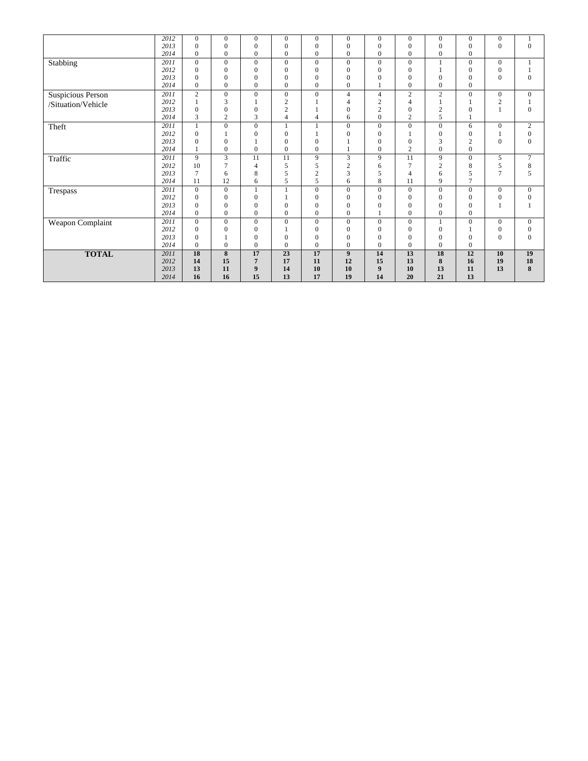| | | | | | | | | | | | | | |
|---|---|---|---|---|---|---|---|---|---|---|---|---|---|
| | 2012 | 0 | 0 | 0 | 0 | 0 | 0 | 0 | 0 | 0 | 0 | 0 | 1 |
| | 2013 | 0 | 0 | 0 | 0 | 0 | 0 | 0 | 0 | 0 | 0 | 0 | 0 |
| | 2014 | 0 | 0 | 0 | 0 | 0 | 0 | 0 | 0 | 0 | 0 | | |
| Stabbing | 2011 | 0 | 0 | 0 | 0 | 0 | 0 | 0 | 0 | 1 | 0 | 0 | 1 |
| | 2012 | 0 | 0 | 0 | 0 | 0 | 0 | 0 | 0 | 1 | 0 | 0 | 1 |
| | 2013 | 0 | 0 | 0 | 0 | 0 | 0 | 0 | 0 | 0 | 0 | 0 | 0 |
| | 2014 | 0 | 0 | 0 | 0 | 0 | 0 | 1 | 0 | 0 | 0 | | |
| Suspicious Person /Situation/Vehicle | 2011 | 2 | 0 | 0 | 0 | 0 | 4 | 4 | 2 | 2 | 0 | 0 | 0 |
| | 2012 | 1 | 3 | 1 | 2 | 1 | 4 | 2 | 4 | 1 | 1 | 2 | 1 |
| | 2013 | 0 | 0 | 0 | 2 | 1 | 0 | 2 | 0 | 2 | 0 | 1 | 0 |
| | 2014 | 3 | 2 | 3 | 4 | 4 | 6 | 0 | 2 | 5 | 1 | | |
| Theft | 2011 | 1 | 0 | 0 | 1 | 1 | 0 | 0 | 0 | 0 | 6 | 0 | 2 |
| | 2012 | 0 | 1 | 0 | 0 | 1 | 0 | 0 | 1 | 0 | 0 | 1 | 0 |
| | 2013 | 0 | 0 | 1 | 0 | 0 | 1 | 0 | 0 | 3 | 2 | 0 | 0 |
| | 2014 | 1 | 0 | 0 | 0 | 0 | 1 | 0 | 2 | 0 | 0 | | |
| Traffic | 2011 | 9 | 3 | 11 | 11 | 9 | 3 | 9 | 11 | 9 | 0 | 5 | 7 |
| | 2012 | 10 | 7 | 4 | 5 | 5 | 2 | 6 | 7 | 2 | 8 | 5 | 8 |
| | 2013 | 7 | 6 | 8 | 5 | 2 | 3 | 5 | 4 | 6 | 5 | 7 | 5 |
| | 2014 | 11 | 12 | 6 | 5 | 5 | 6 | 8 | 11 | 9 | 7 | | |
| Trespass | 2011 | 0 | 0 | 1 | 1 | 0 | 0 | 0 | 0 | 0 | 0 | 0 | 0 |
| | 2012 | 0 | 0 | 0 | 1 | 0 | 0 | 0 | 0 | 0 | 0 | 0 | 0 |
| | 2013 | 0 | 0 | 0 | 0 | 0 | 0 | 0 | 0 | 0 | 0 | 1 | 1 |
| | 2014 | 0 | 0 | 0 | 0 | 0 | 0 | 1 | 0 | 0 | 0 | | |
| Weapon Complaint | 2011 | 0 | 0 | 0 | 0 | 0 | 0 | 0 | 0 | 1 | 0 | 0 | 0 |
| | 2012 | 0 | 0 | 0 | 1 | 0 | 0 | 0 | 0 | 0 | 1 | 0 | 0 |
| | 2013 | 0 | 1 | 0 | 0 | 0 | 0 | 0 | 0 | 0 | 0 | 0 | 0 |
| | 2014 | 0 | 0 | 0 | 0 | 0 | 0 | 0 | 0 | 0 | 0 | | |
| **TOTAL** | 2011 | **18** | **8** | **17** | **23** | **17** | **9** | **14** | **13** | **18** | **12** | **10** | **19** |
| | 2012 | **14** | **15** | **7** | **17** | **11** | **12** | **15** | **13** | **8** | **16** | **19** | **18** |
| | 2013 | **13** | **11** | **9** | **14** | **10** | **10** | **9** | **10** | **13** | **11** | **13** | **8** |
| | 2014 | **16** | **16** | **15** | **13** | **17** | **19** | **14** | **20** | **21** | **13** | | |